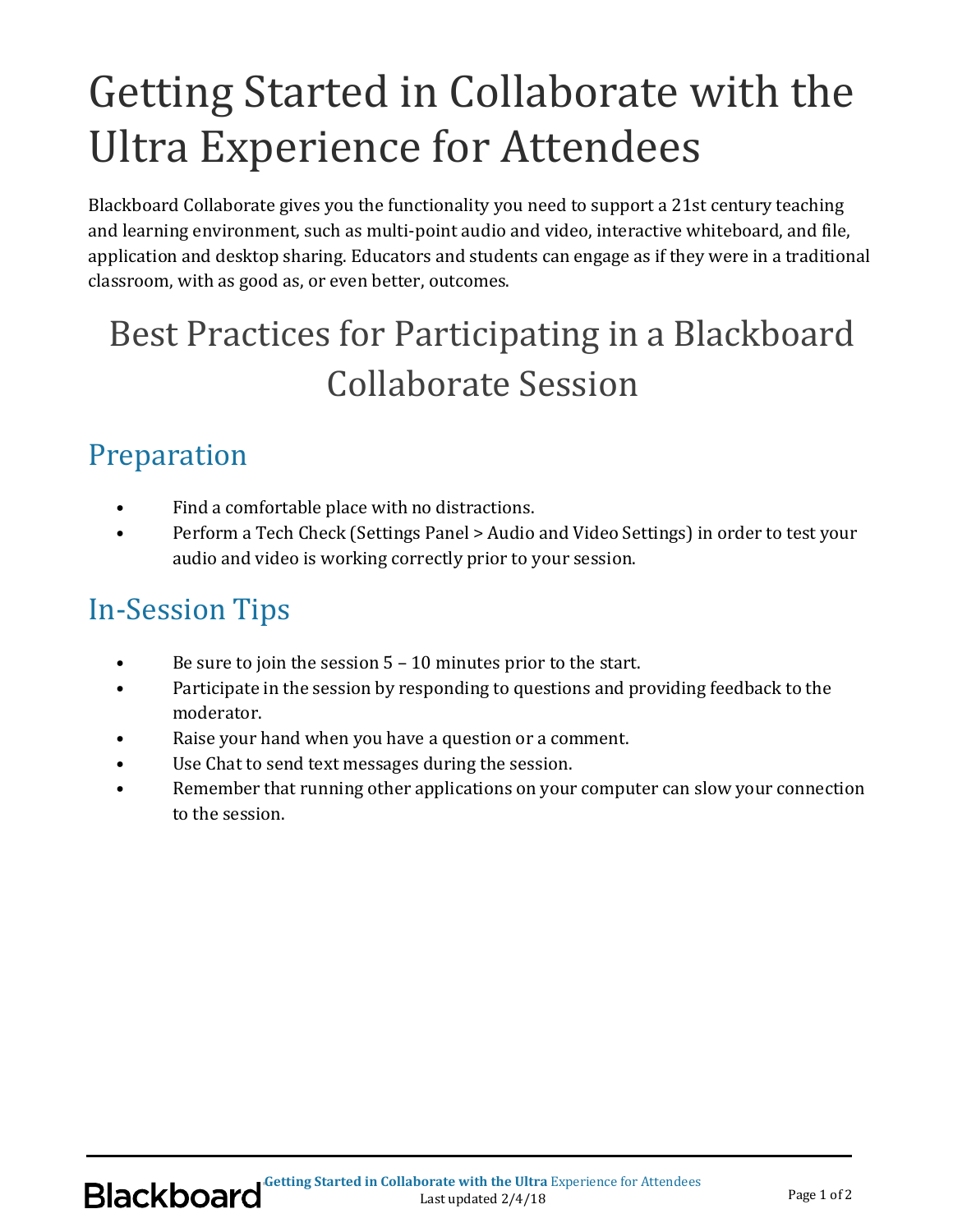# Getting Started in Collaborate with the Ultra Experience for Attendees

Blackboard Collaborate gives you the functionality you need to support a 21st century teaching and learning environment, such as multi-point audio and video, interactive whiteboard, and file, application and desktop sharing. Educators and students can engage as if they were in a traditional classroom, with as good as, or even better, outcomes.

## Best Practices for Participating in a Blackboard Collaborate Session

### Preparation

- Find a comfortable place with no distractions.
- Perform a Tech Check (Settings Panel > Audio and Video Settings) in order to test your audio and video is working correctly prior to your session.

### In-Session Tips

- Be sure to join the session 5 – 10 minutes prior to the start.
- Participate in the session by responding to questions and providing feedback to the moderator.
- Raise your hand when you have a question or a comment.
- Use Chat to send text messages during the session.
- Remember that running other applications on your computer can slow your connection to the session.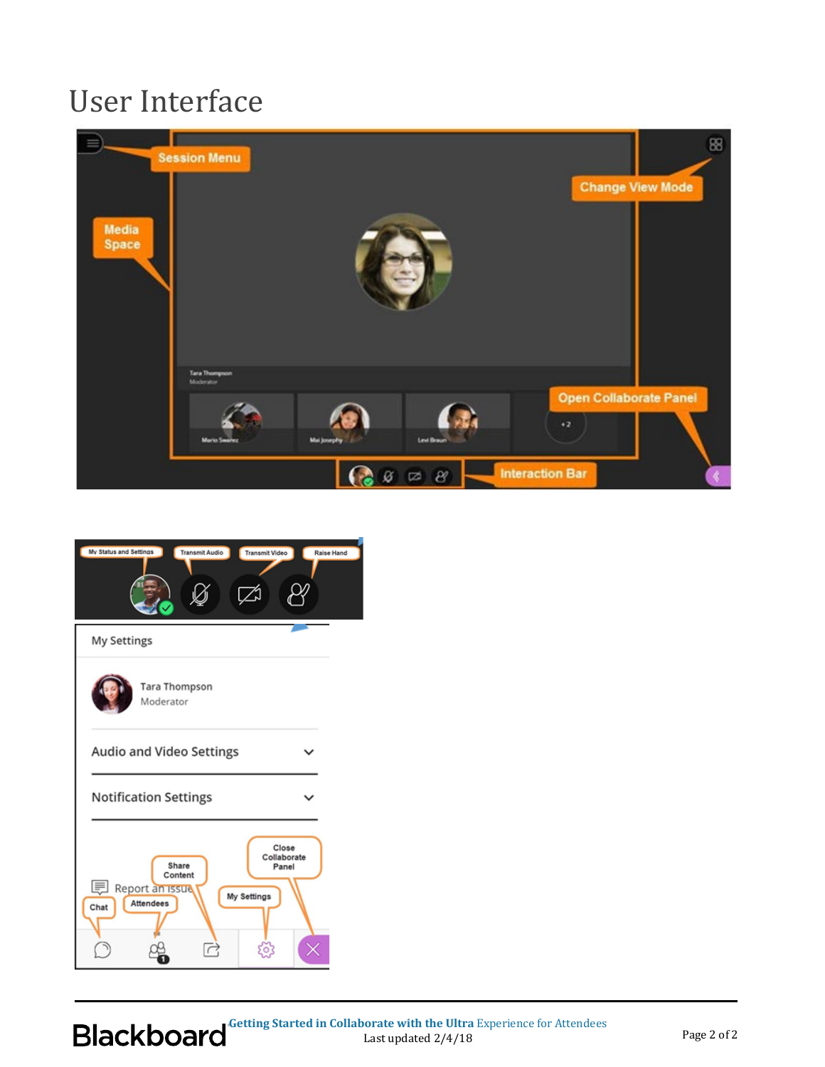# User Interface

Session Menu

Change View Mode

Media Space

Tara Thompson
Moderator

Mario Swarez

Mai Josephy

Levi Braun

+2

Open Collaborate Panel

Interaction Bar

My Status and Settings

Transmit Audio

Transmit Video

Raise Hand

My Settings

Tara Thompson
Moderator

Audio and Video Settings

Notification Settings

Report an issue

Share Content

Close Collaborate Panel

Chat

Attendees

My Settings